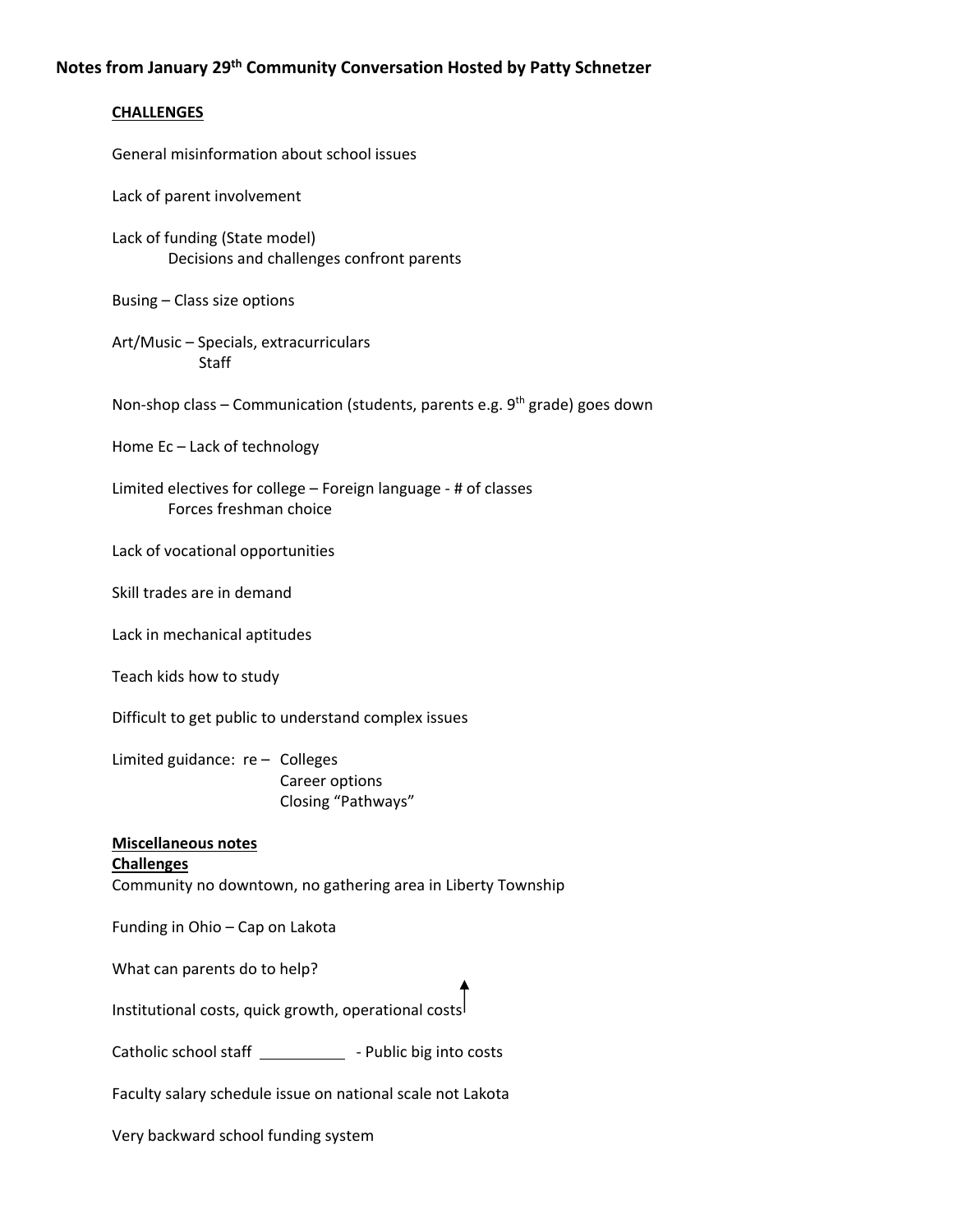**Notes from January 29th Community Conversation Hosted by Patty Schnetzer**

**CHALLENGES**

General misinformation about school issues

Lack of parent involvement

Lack of funding (State model)
Decisions and challenges confront parents

Busing – Class size options

Art/Music – Specials, extracurriculars
Staff

Non-shop class – Communication (students, parents e.g. 9th grade) goes down

Home Ec – Lack of technology

Limited electives for college – Foreign language - # of classes
Forces freshman choice

Lack of vocational opportunities

Skill trades are in demand

Lack in mechanical aptitudes

Teach kids how to study

Difficult to get public to understand complex issues

Limited guidance: re – Colleges
Career options
Closing "Pathways"

**Miscellaneous notes**

**Challenges**

Community no downtown, no gathering area in Liberty Township

Funding in Ohio – Cap on Lakota

What can parents do to help?

Institutional costs, quick growth, operational costs ↑

Catholic school staff __________ - Public big into costs

Faculty salary schedule issue on national scale not Lakota

Very backward school funding system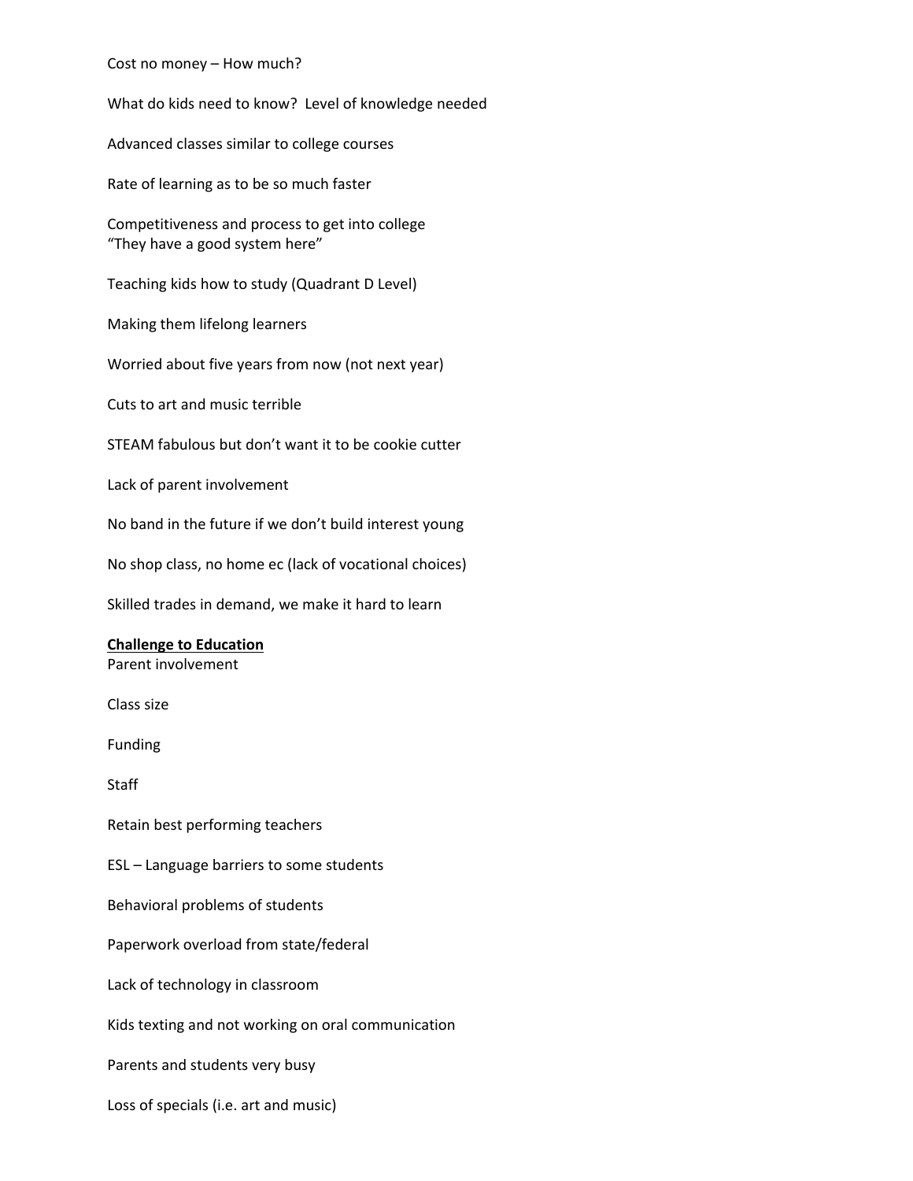Cost no money – How much?

What do kids need to know? Level of knowledge needed

Advanced classes similar to college courses

Rate of learning as to be so much faster

Competitiveness and process to get into college
"They have a good system here"

Teaching kids how to study (Quadrant D Level)

Making them lifelong learners

Worried about five years from now (not next year)

Cuts to art and music terrible

STEAM fabulous but don't want it to be cookie cutter

Lack of parent involvement

No band in the future if we don't build interest young

No shop class, no home ec (lack of vocational choices)

Skilled trades in demand, we make it hard to learn

**Challenge to Education**

Parent involvement

Class size

Funding

Staff

Retain best performing teachers

ESL – Language barriers to some students

Behavioral problems of students

Paperwork overload from state/federal

Lack of technology in classroom

Kids texting and not working on oral communication

Parents and students very busy

Loss of specials (i.e. art and music)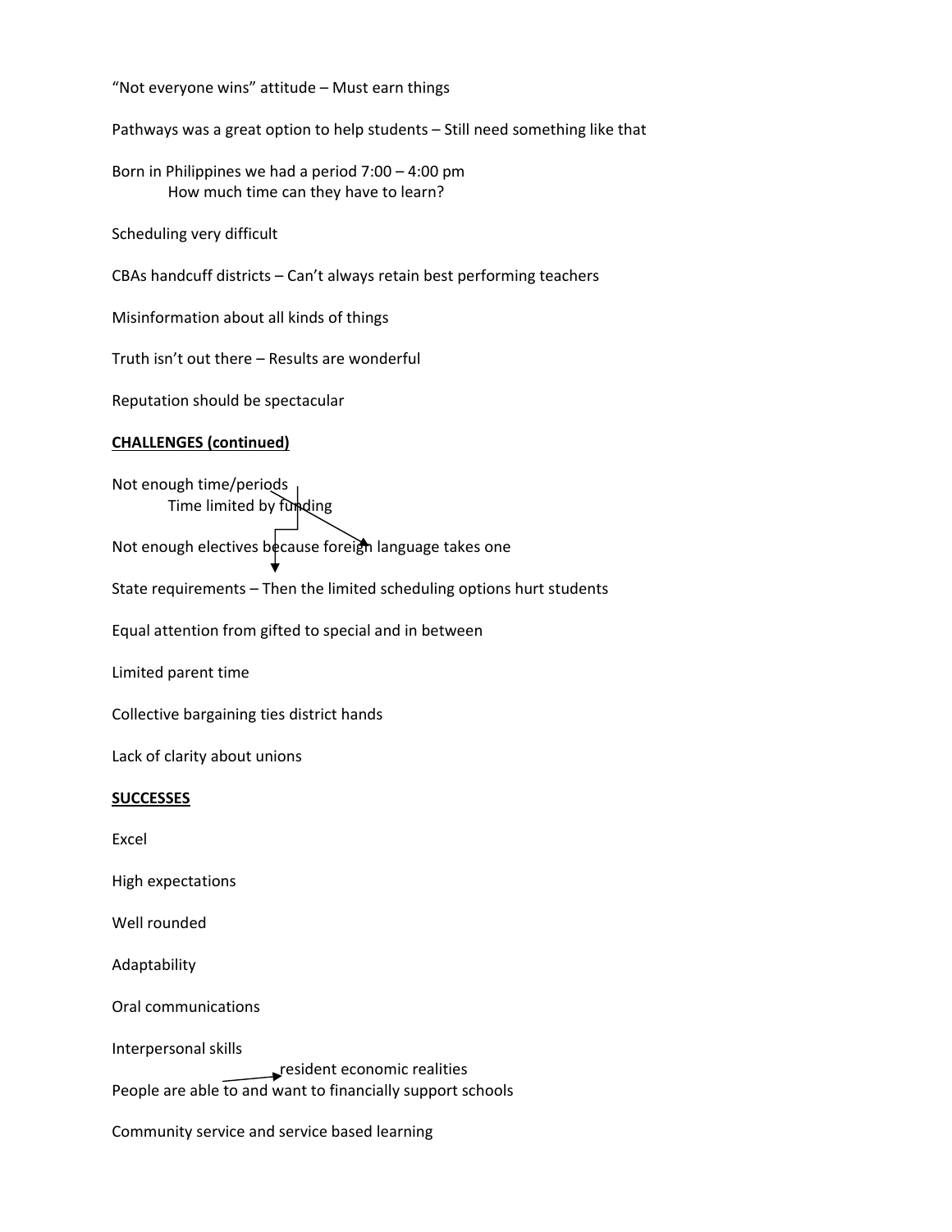"Not everyone wins" attitude – Must earn things

Pathways was a great option to help students – Still need something like that

Born in Philippines we had a period 7:00 – 4:00 pm

How much time can they have to learn?

Scheduling very difficult

CBAs handcuff districts – Can't always retain best performing teachers

Misinformation about all kinds of things

Truth isn't out there – Results are wonderful

Reputation should be spectacular

**CHALLENGES (continued)**

Not enough time/periods

Time limited by funding

Not enough electives because foreign language takes one

State requirements – Then the limited scheduling options hurt students

Equal attention from gifted to special and in between

Limited parent time

Collective bargaining ties district hands

Lack of clarity about unions

**SUCCESSES**

Excel

High expectations

Well rounded

Adaptability

Oral communications

Interpersonal skills

resident economic realities

People are able to and want to financially support schools

Community service and service based learning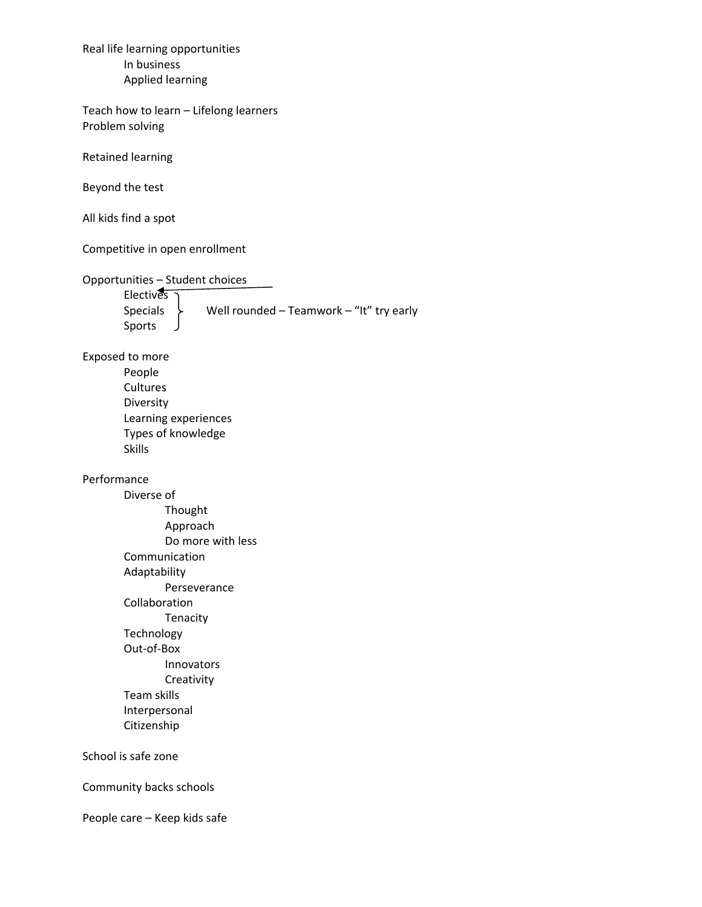Real life learning opportunities

- In business
- Applied learning

Teach how to learn – Lifelong learners
Problem solving

Retained learning

Beyond the test

All kids find a spot

Competitive in open enrollment

Opportunities – Student choices

- Electives
- Specials
- Sports

Well rounded – Teamwork – "It" try early

Exposed to more

- People
- Cultures
- Diversity
- Learning experiences
- Types of knowledge
- Skills

Performance

- Diverse of
  - Thought
  - Approach
  - Do more with less
- Communication
- Adaptability
  - Perseverance
- Collaboration
  - Tenacity
- Technology
- Out-of-Box
  - Innovators
  - Creativity
- Team skills
- Interpersonal
- Citizenship

School is safe zone

Community backs schools

People care – Keep kids safe